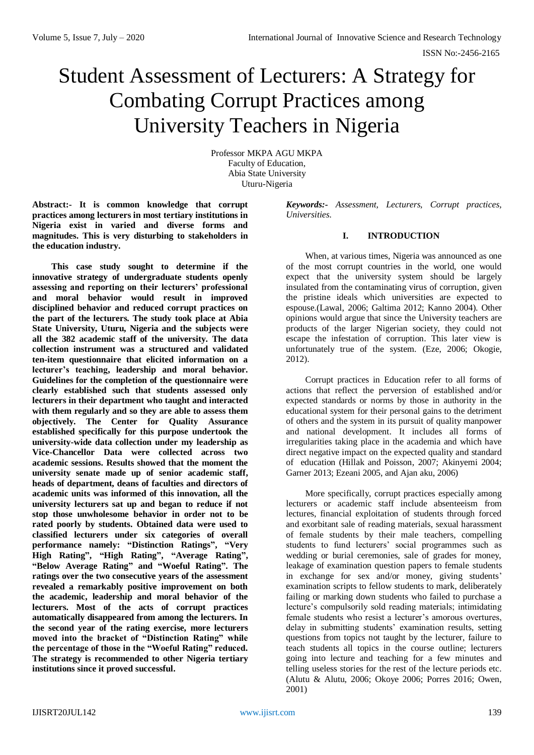# Student Assessment of Lecturers: A Strategy for Combating Corrupt Practices among University Teachers in Nigeria

Professor MKPA AGU MKPA
Faculty of Education,
Abia State University
Uturu-Nigeria

**Abstract:- It is common knowledge that corrupt practices among lecturers in most tertiary institutions in Nigeria exist in varied and diverse forms and magnitudes. This is very disturbing to stakeholders in the education industry.**

**This case study sought to determine if the innovative strategy of undergraduate students openly assessing and reporting on their lecturers' professional and moral behavior would result in improved disciplined behavior and reduced corrupt practices on the part of the lecturers. The study took place at Abia State University, Uturu, Nigeria and the subjects were all the 382 academic staff of the university. The data collection instrument was a structured and validated ten-item questionnaire that elicited information on a lecturer's teaching, leadership and moral behavior. Guidelines for the completion of the questionnaire were clearly established such that students assessed only lecturers in their department who taught and interacted with them regularly and so they are able to assess them objectively. The Center for Quality Assurance established specifically for this purpose undertook the university-wide data collection under my leadership as Vice-Chancellor Data were collected across two academic sessions. Results showed that the moment the university senate made up of senior academic staff, heads of department, deans of faculties and directors of academic units was informed of this innovation, all the university lecturers sat up and began to reduce if not stop those unwholesome behavior in order not to be rated poorly by students. Obtained data were used to classified lecturers under six categories of overall performance namely: "Distinction Ratings", "Very High Rating", "High Rating", "Average Rating", "Below Average Rating" and "Woeful Rating". The ratings over the two consecutive years of the assessment revealed a remarkably positive improvement on both the academic, leadership and moral behavior of the lecturers. Most of the acts of corrupt practices automatically disappeared from among the lecturers. In the second year of the rating exercise, more lecturers moved into the bracket of "Distinction Rating" while the percentage of those in the "Woeful Rating" reduced. The strategy is recommended to other Nigeria tertiary institutions since it proved successful.**

***Keywords:-*** *Assessment, Lecturers, Corrupt practices, Universities.*

## I. INTRODUCTION

When, at various times, Nigeria was announced as one of the most corrupt countries in the world, one would expect that the university system should be largely insulated from the contaminating virus of corruption, given the pristine ideals which universities are expected to espouse.(Lawal, 2006; Galtima 2012; Kanno 2004). Other opinions would argue that since the University teachers are products of the larger Nigerian society, they could not escape the infestation of corruption. This later view is unfortunately true of the system. (Eze, 2006; Okogie, 2012).

Corrupt practices in Education refer to all forms of actions that reflect the perversion of established and/or expected standards or norms by those in authority in the educational system for their personal gains to the detriment of others and the system in its pursuit of quality manpower and national development. It includes all forms of irregularities taking place in the academia and which have direct negative impact on the expected quality and standard of education (Hillak and Poisson, 2007; Akinyemi 2004; Garner 2013; Ezeani 2005, and Ajan aku, 2006)

More specifically, corrupt practices especially among lecturers or academic staff include absenteeism from lectures, financial exploitation of students through forced and exorbitant sale of reading materials, sexual harassment of female students by their male teachers, compelling students to fund lecturers' social programmes such as wedding or burial ceremonies, sale of grades for money, leakage of examination question papers to female students in exchange for sex and/or money, giving students' examination scripts to fellow students to mark, deliberately failing or marking down students who failed to purchase a lecture's compulsorily sold reading materials; intimidating female students who resist a lecturer's amorous overtures, delay in submitting students' examination results, setting questions from topics not taught by the lecturer, failure to teach students all topics in the course outline; lecturers going into lecture and teaching for a few minutes and telling useless stories for the rest of the lecture periods etc. (Alutu & Alutu, 2006; Okoye 2006; Porres 2016; Owen, 2001)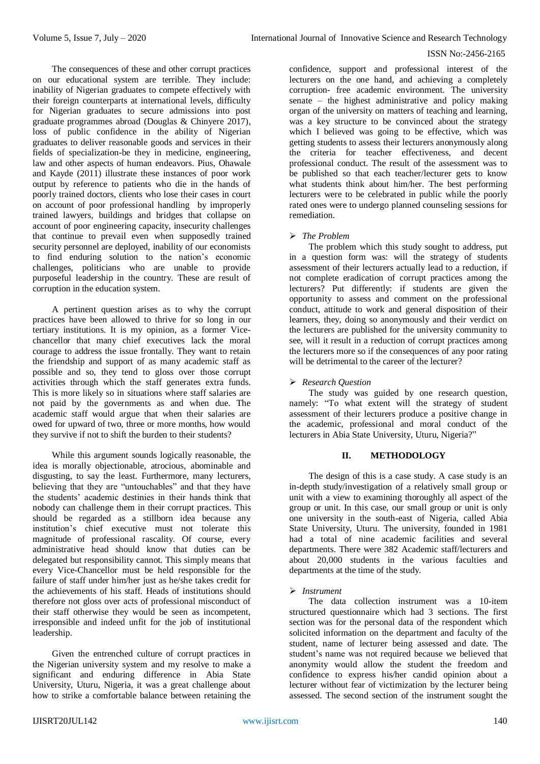The consequences of these and other corrupt practices on our educational system are terrible. They include: inability of Nigerian graduates to compete effectively with their foreign counterparts at international levels, difficulty for Nigerian graduates to secure admissions into post graduate programmes abroad (Douglas & Chinyere 2017), loss of public confidence in the ability of Nigerian graduates to deliver reasonable goods and services in their fields of specialization-be they in medicine, engineering, law and other aspects of human endeavors. Pius, Ohawale and Kayde (2011) illustrate these instances of poor work output by reference to patients who die in the hands of poorly trained doctors, clients who lose their cases in court on account of poor professional handling by improperly trained lawyers, buildings and bridges that collapse on account of poor engineering capacity, insecurity challenges that continue to prevail even when supposedly trained security personnel are deployed, inability of our economists to find enduring solution to the nation's economic challenges, politicians who are unable to provide purposeful leadership in the country. These are result of corruption in the education system.

A pertinent question arises as to why the corrupt practices have been allowed to thrive for so long in our tertiary institutions. It is my opinion, as a former Vice-chancellor that many chief executives lack the moral courage to address the issue frontally. They want to retain the friendship and support of as many academic staff as possible and so, they tend to gloss over those corrupt activities through which the staff generates extra funds. This is more likely so in situations where staff salaries are not paid by the governments as and when due. The academic staff would argue that when their salaries are owed for upward of two, three or more months, how would they survive if not to shift the burden to their students?

While this argument sounds logically reasonable, the idea is morally objectionable, atrocious, abominable and disgusting, to say the least. Furthermore, many lecturers, believing that they are "untouchables" and that they have the students' academic destinies in their hands think that nobody can challenge them in their corrupt practices. This should be regarded as a stillborn idea because any institution's chief executive must not tolerate this magnitude of professional rascality. Of course, every administrative head should know that duties can be delegated but responsibility cannot. This simply means that every Vice-Chancellor must be held responsible for the failure of staff under him/her just as he/she takes credit for the achievements of his staff. Heads of institutions should therefore not gloss over acts of professional misconduct of their staff otherwise they would be seen as incompetent, irresponsible and indeed unfit for the job of institutional leadership.

Given the entrenched culture of corrupt practices in the Nigerian university system and my resolve to make a significant and enduring difference in Abia State University, Uturu, Nigeria, it was a great challenge about how to strike a comfortable balance between retaining the confidence, support and professional interest of the lecturers on the one hand, and achieving a completely corruption- free academic environment. The university senate – the highest administrative and policy making organ of the university on matters of teaching and learning, was a key structure to be convinced about the strategy which I believed was going to be effective, which was getting students to assess their lecturers anonymously along the criteria for teacher effectiveness, and decent professional conduct. The result of the assessment was to be published so that each teacher/lecturer gets to know what students think about him/her. The best performing lecturers were to be celebrated in public while the poorly rated ones were to undergo planned counseling sessions for remediation.

- *The Problem*

The problem which this study sought to address, put in a question form was: will the strategy of students assessment of their lecturers actually lead to a reduction, if not complete eradication of corrupt practices among the lecturers? Put differently: if students are given the opportunity to assess and comment on the professional conduct, attitude to work and general disposition of their learners, they, doing so anonymously and their verdict on the lecturers are published for the university community to see, will it result in a reduction of corrupt practices among the lecturers more so if the consequences of any poor rating will be detrimental to the career of the lecturer?

- *Research Question*

The study was guided by one research question, namely: "To what extent will the strategy of student assessment of their lecturers produce a positive change in the academic, professional and moral conduct of the lecturers in Abia State University, Uturu, Nigeria?"

## II. METHODOLOGY

The design of this is a case study. A case study is an in-depth study/investigation of a relatively small group or unit with a view to examining thoroughly all aspect of the group or unit. In this case, our small group or unit is only one university in the south-east of Nigeria, called Abia State University, Uturu. The university, founded in 1981 had a total of nine academic facilities and several departments. There were 382 Academic staff/lecturers and about 20,000 students in the various faculties and departments at the time of the study.

- *Instrument*

The data collection instrument was a 10-item structured questionnaire which had 3 sections. The first section was for the personal data of the respondent which solicited information on the department and faculty of the student, name of lecturer being assessed and date. The student's name was not required because we believed that anonymity would allow the student the freedom and confidence to express his/her candid opinion about a lecturer without fear of victimization by the lecturer being assessed. The second section of the instrument sought the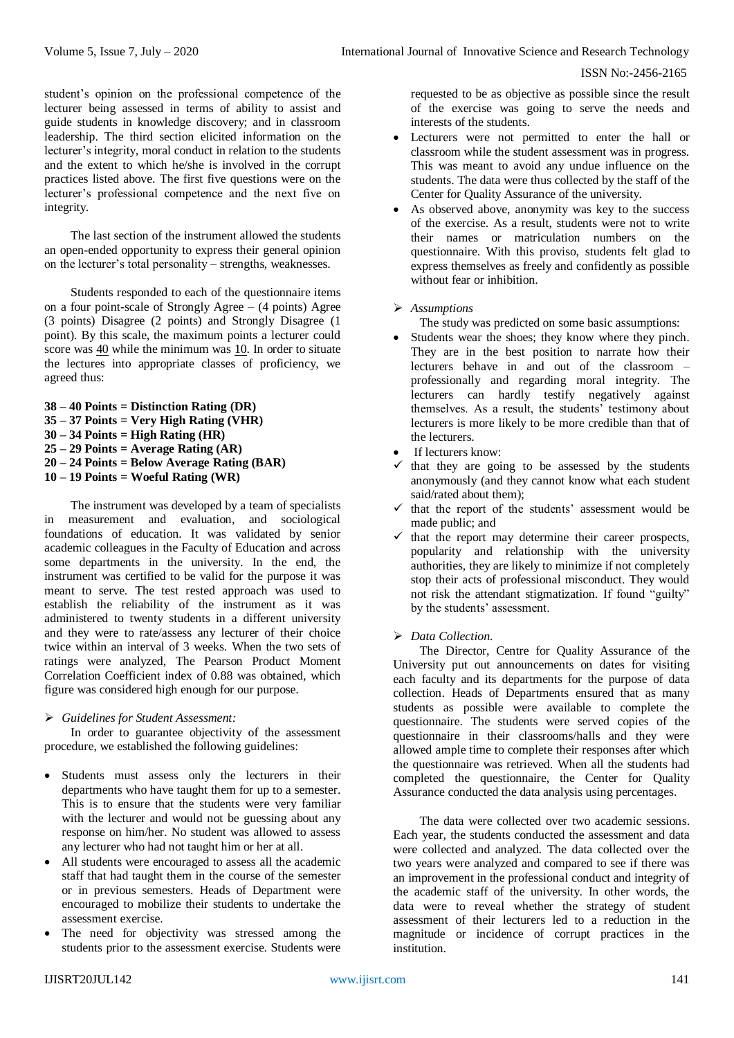student's opinion on the professional competence of the lecturer being assessed in terms of ability to assist and guide students in knowledge discovery; and in classroom leadership. The third section elicited information on the lecturer's integrity, moral conduct in relation to the students and the extent to which he/she is involved in the corrupt practices listed above. The first five questions were on the lecturer's professional competence and the next five on integrity.

The last section of the instrument allowed the students an open-ended opportunity to express their general opinion on the lecturer's total personality – strengths, weaknesses.

Students responded to each of the questionnaire items on a four point-scale of Strongly Agree – (4 points) Agree (3 points) Disagree (2 points) and Strongly Disagree (1 point). By this scale, the maximum points a lecturer could score was 40 while the minimum was 10. In order to situate the lectures into appropriate classes of proficiency, we agreed thus:

**38 – 40 Points = Distinction Rating (DR)**
**35 – 37 Points = Very High Rating (VHR)**
**30 – 34 Points = High Rating (HR)**
**25 – 29 Points = Average Rating (AR)**
**20 – 24 Points = Below Average Rating (BAR)**
**10 – 19 Points = Woeful Rating (WR)**

The instrument was developed by a team of specialists in measurement and evaluation, and sociological foundations of education. It was validated by senior academic colleagues in the Faculty of Education and across some departments in the university. In the end, the instrument was certified to be valid for the purpose it was meant to serve. The test rested approach was used to establish the reliability of the instrument as it was administered to twenty students in a different university and they were to rate/assess any lecturer of their choice twice within an interval of 3 weeks. When the two sets of ratings were analyzed, The Pearson Product Moment Correlation Coefficient index of 0.88 was obtained, which figure was considered high enough for our purpose.

- *Guidelines for Student Assessment:*

In order to guarantee objectivity of the assessment procedure, we established the following guidelines:

- Students must assess only the lecturers in their departments who have taught them for up to a semester. This is to ensure that the students were very familiar with the lecturer and would not be guessing about any response on him/her. No student was allowed to assess any lecturer who had not taught him or her at all.
- All students were encouraged to assess all the academic staff that had taught them in the course of the semester or in previous semesters. Heads of Department were encouraged to mobilize their students to undertake the assessment exercise.
- The need for objectivity was stressed among the students prior to the assessment exercise. Students were requested to be as objective as possible since the result of the exercise was going to serve the needs and interests of the students.
- Lecturers were not permitted to enter the hall or classroom while the student assessment was in progress. This was meant to avoid any undue influence on the students. The data were thus collected by the staff of the Center for Quality Assurance of the university.
- As observed above, anonymity was key to the success of the exercise. As a result, students were not to write their names or matriculation numbers on the questionnaire. With this proviso, students felt glad to express themselves as freely and confidently as possible without fear or inhibition.

- *Assumptions*

The study was predicted on some basic assumptions:

- Students wear the shoes; they know where they pinch. They are in the best position to narrate how their lecturers behave in and out of the classroom – professionally and regarding moral integrity. The lecturers can hardly testify negatively against themselves. As a result, the students' testimony about lecturers is more likely to be more credible than that of the lecturers.
- If lecturers know:
  - ✓ that they are going to be assessed by the students anonymously (and they cannot know what each student said/rated about them);
  - ✓ that the report of the students' assessment would be made public; and
  - ✓ that the report may determine their career prospects, popularity and relationship with the university authorities, they are likely to minimize if not completely stop their acts of professional misconduct. They would not risk the attendant stigmatization. If found "guilty" by the students' assessment.

- *Data Collection.*

The Director, Centre for Quality Assurance of the University put out announcements on dates for visiting each faculty and its departments for the purpose of data collection. Heads of Departments ensured that as many students as possible were available to complete the questionnaire. The students were served copies of the questionnaire in their classrooms/halls and they were allowed ample time to complete their responses after which the questionnaire was retrieved. When all the students had completed the questionnaire, the Center for Quality Assurance conducted the data analysis using percentages.

The data were collected over two academic sessions. Each year, the students conducted the assessment and data were collected and analyzed. The data collected over the two years were analyzed and compared to see if there was an improvement in the professional conduct and integrity of the academic staff of the university. In other words, the data were to reveal whether the strategy of student assessment of their lecturers led to a reduction in the magnitude or incidence of corrupt practices in the institution.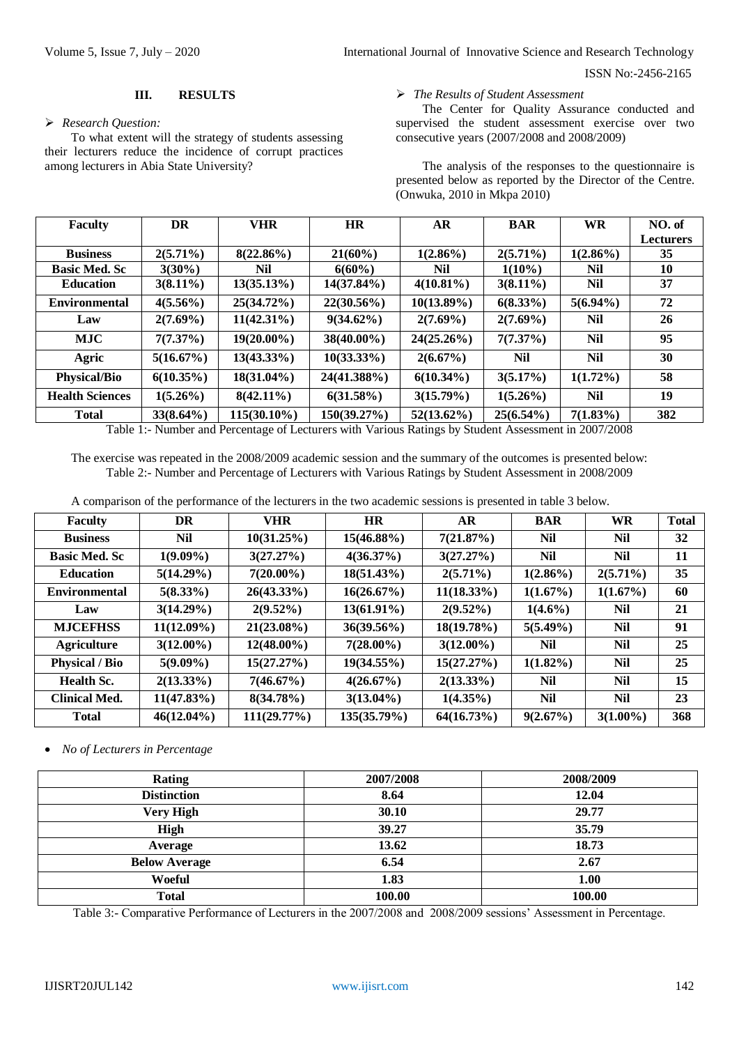## III. RESULTS

➢ *Research Question:*

To what extent will the strategy of students assessing their lecturers reduce the incidence of corrupt practices among lecturers in Abia State University?

➢ *The Results of Student Assessment*

The Center for Quality Assurance conducted and supervised the student assessment exercise over two consecutive years (2007/2008 and 2008/2009)

The analysis of the responses to the questionnaire is presented below as reported by the Director of the Centre. (Onwuka, 2010 in Mkpa 2010)

| Faculty | DR | VHR | HR | AR | BAR | WR | NO. of Lecturers |
|---|---|---|---|---|---|---|---|
| **Business** | **2(5.71%)** | **8(22.86%)** | **21(60%)** | **1(2.86%)** | **2(5.71%)** | **1(2.86%)** | **35** |
| **Basic Med. Sc** | **3(30%)** | **Nil** | **6(60%)** | **Nil** | **1(10%)** | **Nil** | **10** |
| **Education** | **3(8.11%)** | **13(35.13%)** | **14(37.84%)** | **4(10.81%)** | **3(8.11%)** | **Nil** | **37** |
| **Environmental** | **4(5.56%)** | **25(34.72%)** | **22(30.56%)** | **10(13.89%)** | **6(8.33%)** | **5(6.94%)** | **72** |
| **Law** | **2(7.69%)** | **11(42.31%)** | **9(34.62%)** | **2(7.69%)** | **2(7.69%)** | **Nil** | **26** |
| **MJC** | **7(7.37%)** | **19(20.00%)** | **38(40.00%)** | **24(25.26%)** | **7(7.37%)** | **Nil** | **95** |
| **Agric** | **5(16.67%)** | **13(43.33%)** | **10(33.33%)** | **2(6.67%)** | **Nil** | **Nil** | **30** |
| **Physical/Bio** | **6(10.35%)** | **18(31.04%)** | **24(41.388%)** | **6(10.34%)** | **3(5.17%)** | **1(1.72%)** | **58** |
| **Health Sciences** | **1(5.26%)** | **8(42.11%)** | **6(31.58%)** | **3(15.79%)** | **1(5.26%)** | **Nil** | **19** |
| **Total** | **33(8.64%)** | **115(30.10%)** | **150(39.27%)** | **52(13.62%)** | **25(6.54%)** | **7(1.83%)** | **382** |

Table 1:- Number and Percentage of Lecturers with Various Ratings by Student Assessment in 2007/2008

The exercise was repeated in the 2008/2009 academic session and the summary of the outcomes is presented below:

Table 2:- Number and Percentage of Lecturers with Various Ratings by Student Assessment in 2008/2009

A comparison of the performance of the lecturers in the two academic sessions is presented in table 3 below.

| Faculty | DR | VHR | HR | AR | BAR | WR | Total |
|---|---|---|---|---|---|---|---|
| **Business** | **Nil** | **10(31.25%)** | **15(46.88%)** | **7(21.87%)** | **Nil** | **Nil** | **32** |
| **Basic Med. Sc** | **1(9.09%)** | **3(27.27%)** | **4(36.37%)** | **3(27.27%)** | **Nil** | **Nil** | **11** |
| **Education** | **5(14.29%)** | **7(20.00%)** | **18(51.43%)** | **2(5.71%)** | **1(2.86%)** | **2(5.71%)** | **35** |
| **Environmental** | **5(8.33%)** | **26(43.33%)** | **16(26.67%)** | **11(18.33%)** | **1(1.67%)** | **1(1.67%)** | **60** |
| **Law** | **3(14.29%)** | **2(9.52%)** | **13(61.91%)** | **2(9.52%)** | **1(4.6%)** | **Nil** | **21** |
| **MJCEFHSS** | **11(12.09%)** | **21(23.08%)** | **36(39.56%)** | **18(19.78%)** | **5(5.49%)** | **Nil** | **91** |
| **Agriculture** | **3(12.00%)** | **12(48.00%)** | **7(28.00%)** | **3(12.00%)** | **Nil** | **Nil** | **25** |
| **Physical / Bio** | **5(9.09%)** | **15(27.27%)** | **19(34.55%)** | **15(27.27%)** | **1(1.82%)** | **Nil** | **25** |
| **Health Sc.** | **2(13.33%)** | **7(46.67%)** | **4(26.67%)** | **2(13.33%)** | **Nil** | **Nil** | **15** |
| **Clinical Med.** | **11(47.83%)** | **8(34.78%)** | **3(13.04%)** | **1(4.35%)** | **Nil** | **Nil** | **23** |
| **Total** | **46(12.04%)** | **111(29.77%)** | **135(35.79%)** | **64(16.73%)** | **9(2.67%)** | **3(1.00%)** | **368** |

- *No of Lecturers in Percentage*

| Rating | 2007/2008 | 2008/2009 |
|---|---|---|
| **Distinction** | **8.64** | **12.04** |
| **Very High** | **30.10** | **29.77** |
| **High** | **39.27** | **35.79** |
| **Average** | **13.62** | **18.73** |
| **Below Average** | **6.54** | **2.67** |
| **Woeful** | **1.83** | **1.00** |
| **Total** | **100.00** | **100.00** |

Table 3:- Comparative Performance of Lecturers in the 2007/2008 and 2008/2009 sessions' Assessment in Percentage.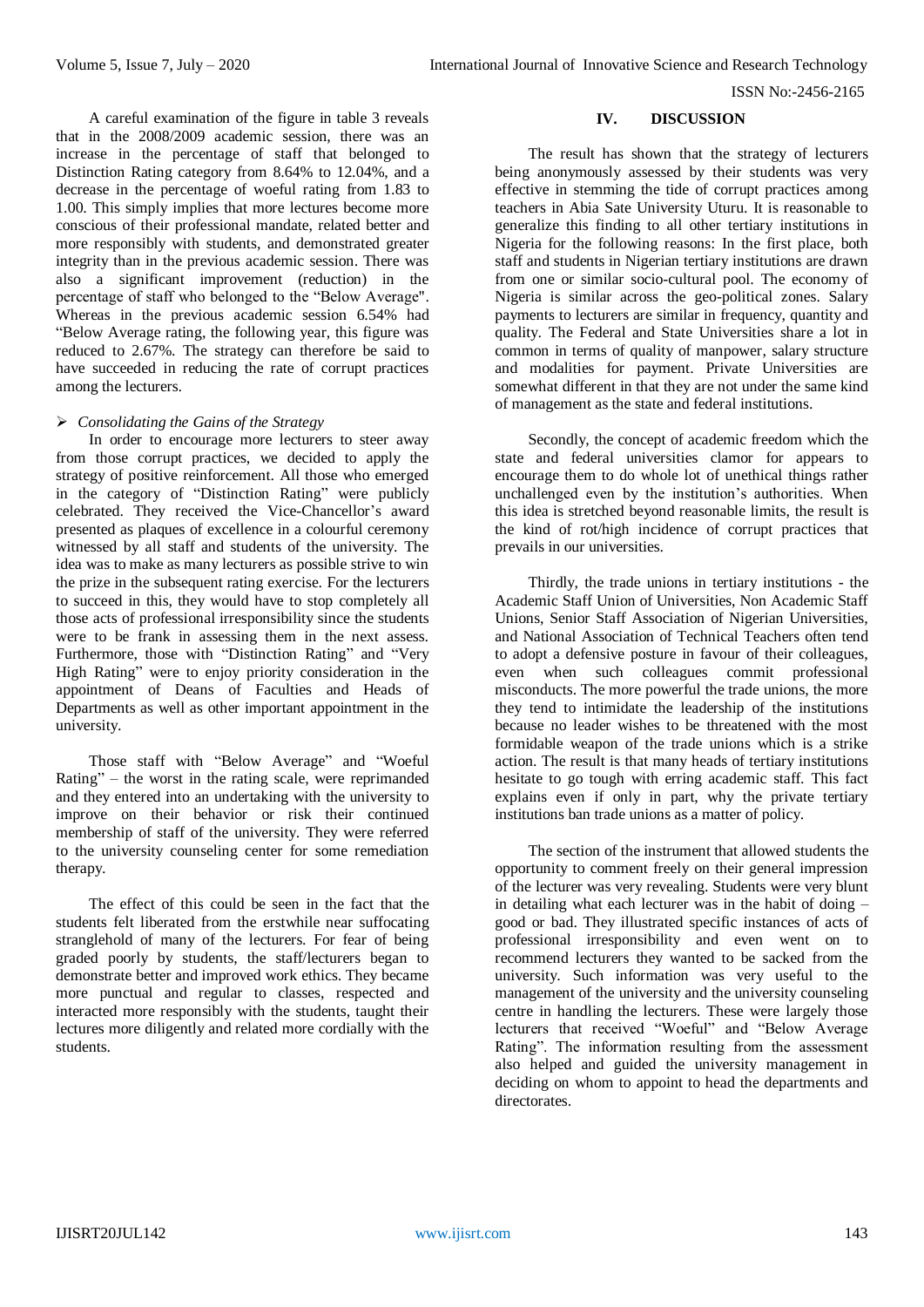A careful examination of the figure in table 3 reveals that in the 2008/2009 academic session, there was an increase in the percentage of staff that belonged to Distinction Rating category from 8.64% to 12.04%, and a decrease in the percentage of woeful rating from 1.83 to 1.00. This simply implies that more lectures become more conscious of their professional mandate, related better and more responsibly with students, and demonstrated greater integrity than in the previous academic session. There was also a significant improvement (reduction) in the percentage of staff who belonged to the "Below Average". Whereas in the previous academic session 6.54% had "Below Average rating, the following year, this figure was reduced to 2.67%. The strategy can therefore be said to have succeeded in reducing the rate of corrupt practices among the lecturers.

- *Consolidating the Gains of the Strategy*

In order to encourage more lecturers to steer away from those corrupt practices, we decided to apply the strategy of positive reinforcement. All those who emerged in the category of "Distinction Rating" were publicly celebrated. They received the Vice-Chancellor's award presented as plaques of excellence in a colourful ceremony witnessed by all staff and students of the university. The idea was to make as many lecturers as possible strive to win the prize in the subsequent rating exercise. For the lecturers to succeed in this, they would have to stop completely all those acts of professional irresponsibility since the students were to be frank in assessing them in the next assess. Furthermore, those with "Distinction Rating" and "Very High Rating" were to enjoy priority consideration in the appointment of Deans of Faculties and Heads of Departments as well as other important appointment in the university.

Those staff with "Below Average" and "Woeful Rating" – the worst in the rating scale, were reprimanded and they entered into an undertaking with the university to improve on their behavior or risk their continued membership of staff of the university. They were referred to the university counseling center for some remediation therapy.

The effect of this could be seen in the fact that the students felt liberated from the erstwhile near suffocating stranglehold of many of the lecturers. For fear of being graded poorly by students, the staff/lecturers began to demonstrate better and improved work ethics. They became more punctual and regular to classes, respected and interacted more responsibly with the students, taught their lectures more diligently and related more cordially with the students.

## IV. DISCUSSION

The result has shown that the strategy of lecturers being anonymously assessed by their students was very effective in stemming the tide of corrupt practices among teachers in Abia Sate University Uturu. It is reasonable to generalize this finding to all other tertiary institutions in Nigeria for the following reasons: In the first place, both staff and students in Nigerian tertiary institutions are drawn from one or similar socio-cultural pool. The economy of Nigeria is similar across the geo-political zones. Salary payments to lecturers are similar in frequency, quantity and quality. The Federal and State Universities share a lot in common in terms of quality of manpower, salary structure and modalities for payment. Private Universities are somewhat different in that they are not under the same kind of management as the state and federal institutions.

Secondly, the concept of academic freedom which the state and federal universities clamor for appears to encourage them to do whole lot of unethical things rather unchallenged even by the institution's authorities. When this idea is stretched beyond reasonable limits, the result is the kind of rot/high incidence of corrupt practices that prevails in our universities.

Thirdly, the trade unions in tertiary institutions - the Academic Staff Union of Universities, Non Academic Staff Unions, Senior Staff Association of Nigerian Universities, and National Association of Technical Teachers often tend to adopt a defensive posture in favour of their colleagues, even when such colleagues commit professional misconducts. The more powerful the trade unions, the more they tend to intimidate the leadership of the institutions because no leader wishes to be threatened with the most formidable weapon of the trade unions which is a strike action. The result is that many heads of tertiary institutions hesitate to go tough with erring academic staff. This fact explains even if only in part, why the private tertiary institutions ban trade unions as a matter of policy.

The section of the instrument that allowed students the opportunity to comment freely on their general impression of the lecturer was very revealing. Students were very blunt in detailing what each lecturer was in the habit of doing – good or bad. They illustrated specific instances of acts of professional irresponsibility and even went on to recommend lecturers they wanted to be sacked from the university. Such information was very useful to the management of the university and the university counseling centre in handling the lecturers. These were largely those lecturers that received "Woeful" and "Below Average Rating". The information resulting from the assessment also helped and guided the university management in deciding on whom to appoint to head the departments and directorates.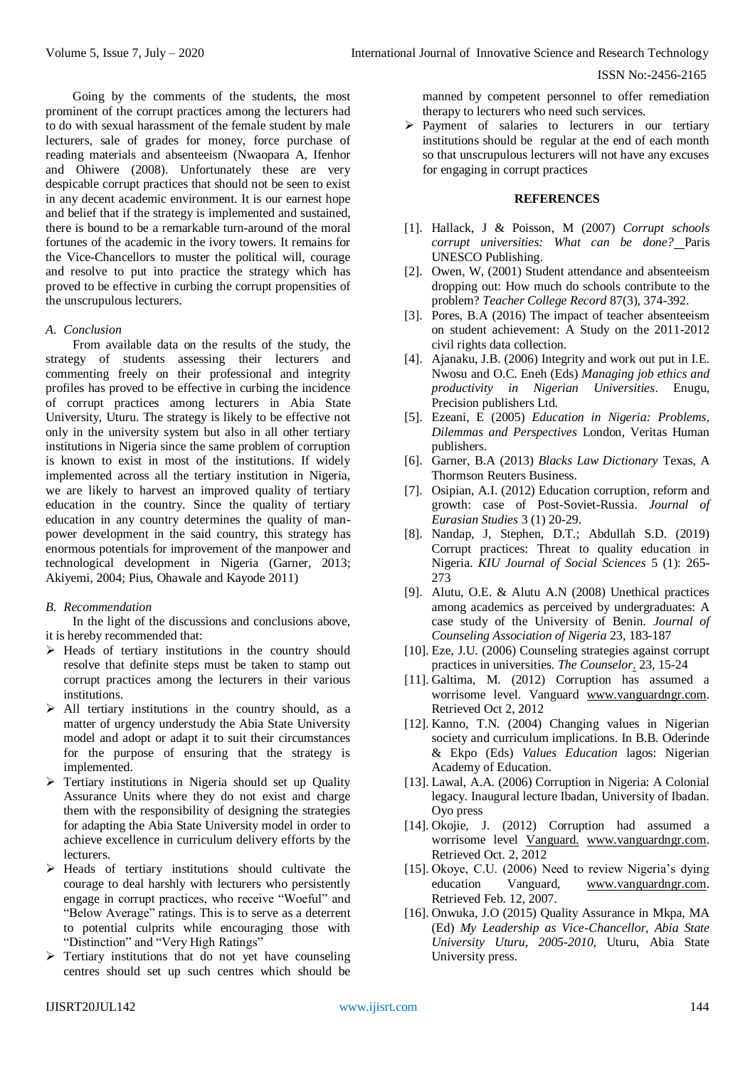Going by the comments of the students, the most prominent of the corrupt practices among the lecturers had to do with sexual harassment of the female student by male lecturers, sale of grades for money, force purchase of reading materials and absenteeism (Nwaopara A, Ifenhor and Ohiwere (2008). Unfortunately these are very despicable corrupt practices that should not be seen to exist in any decent academic environment. It is our earnest hope and belief that if the strategy is implemented and sustained, there is bound to be a remarkable turn-around of the moral fortunes of the academic in the ivory towers. It remains for the Vice-Chancellors to muster the political will, courage and resolve to put into practice the strategy which has proved to be effective in curbing the corrupt propensities of the unscrupulous lecturers.

### *A. Conclusion*

From available data on the results of the study, the strategy of students assessing their lecturers and commenting freely on their professional and integrity profiles has proved to be effective in curbing the incidence of corrupt practices among lecturers in Abia State University, Uturu. The strategy is likely to be effective not only in the university system but also in all other tertiary institutions in Nigeria since the same problem of corruption is known to exist in most of the institutions. If widely implemented across all the tertiary institution in Nigeria, we are likely to harvest an improved quality of tertiary education in the country. Since the quality of tertiary education in any country determines the quality of man-power development in the said country, this strategy has enormous potentials for improvement of the manpower and technological development in Nigeria (Garner, 2013; Akiyemi, 2004; Pius, Ohawale and Kayode 2011)

### *B. Recommendation*

In the light of the discussions and conclusions above, it is hereby recommended that:

- Heads of tertiary institutions in the country should resolve that definite steps must be taken to stamp out corrupt practices among the lecturers in their various institutions.
- All tertiary institutions in the country should, as a matter of urgency understudy the Abia State University model and adopt or adapt it to suit their circumstances for the purpose of ensuring that the strategy is implemented.
- Tertiary institutions in Nigeria should set up Quality Assurance Units where they do not exist and charge them with the responsibility of designing the strategies for adapting the Abia State University model in order to achieve excellence in curriculum delivery efforts by the lecturers.
- Heads of tertiary institutions should cultivate the courage to deal harshly with lecturers who persistently engage in corrupt practices, who receive "Woeful" and "Below Average" ratings. This is to serve as a deterrent to potential culprits while encouraging those with "Distinction" and "Very High Ratings"
- Tertiary institutions that do not yet have counseling centres should set up such centres which should be manned by competent personnel to offer remediation therapy to lecturers who need such services.
- Payment of salaries to lecturers in our tertiary institutions should be regular at the end of each month so that unscrupulous lecturers will not have any excuses for engaging in corrupt practices

## REFERENCES

[1]. Hallack, J & Poisson, M (2007) *Corrupt schools corrupt universities: What can be done?* Paris UNESCO Publishing.

[2]. Owen, W, (2001) Student attendance and absenteeism dropping out: How much do schools contribute to the problem? *Teacher College Record* 87(3), 374-392.

[3]. Pores, B.A (2016) The impact of teacher absenteeism on student achievement: A Study on the 2011-2012 civil rights data collection.

[4]. Ajanaku, J.B. (2006) Integrity and work out put in I.E. Nwosu and O.C. Eneh (Eds) *Managing job ethics and productivity in Nigerian Universities*. Enugu, Precision publishers Ltd.

[5]. Ezeani, E (2005) *Education in Nigeria: Problems, Dilemmas and Perspectives* London, Veritas Human publishers.

[6]. Garner, B.A (2013) *Blacks Law Dictionary* Texas, A Thormson Reuters Business.

[7]. Osipian, A.I. (2012) Education corruption, reform and growth: case of Post-Soviet-Russia. *Journal of Eurasian Studies* 3 (1) 20-29.

[8]. Nandap, J, Stephen, D.T.; Abdullah S.D. (2019) Corrupt practices: Threat to quality education in Nigeria. *KIU Journal of Social Sciences* 5 (1): 265-273

[9]. Alutu, O.E. & Alutu A.N (2008) Unethical practices among academics as perceived by undergraduates: A case study of the University of Benin. *Journal of Counseling Association of Nigeria* 23, 183-187

[10]. Eze, J.U. (2006) Counseling strategies against corrupt practices in universities. *The Counselor*. 23, 15-24

[11]. Galtima, M. (2012) Corruption has assumed a worrisome level. Vanguard www.vanguardngr.com. Retrieved Oct 2, 2012

[12]. Kanno, T.N. (2004) Changing values in Nigerian society and curriculum implications. In B.B. Oderinde & Ekpo (Eds) *Values Education* lagos: Nigerian Academy of Education.

[13]. Lawal, A.A. (2006) Corruption in Nigeria: A Colonial legacy. Inaugural lecture Ibadan, University of Ibadan. Oyo press

[14]. Okojie, J. (2012) Corruption had assumed a worrisome level Vanguard. www.vanguardngr.com. Retrieved Oct. 2, 2012

[15]. Okoye, C.U. (2006) Need to review Nigeria's dying education Vanguard, www.vanguardngr.com. Retrieved Feb. 12, 2007.

[16]. Onwuka, J.O (2015) Quality Assurance in Mkpa, MA (Ed) *My Leadership as Vice-Chancellor, Abia State University Uturu, 2005-2010,* Uturu, Abia State University press.